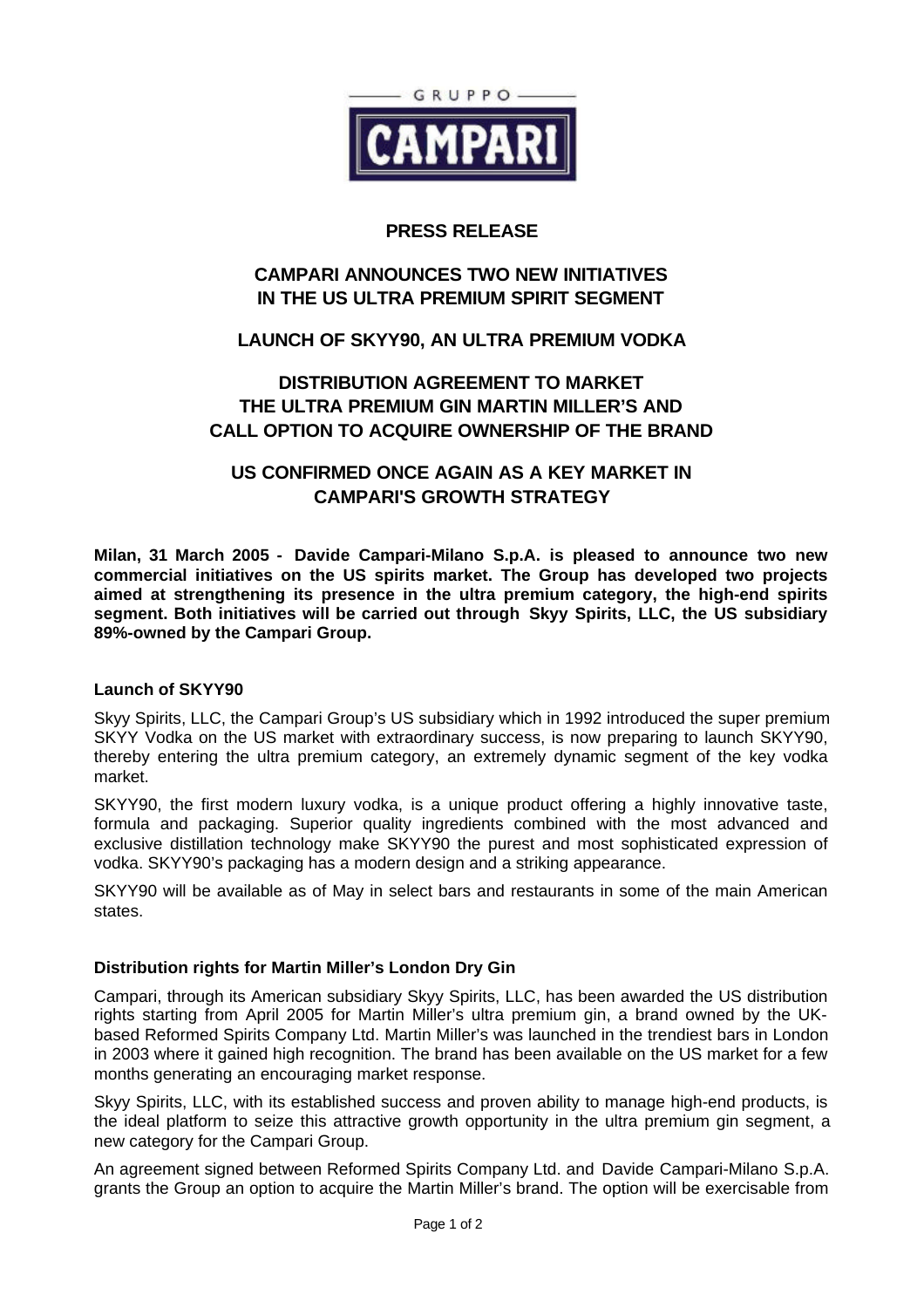GRUPPO CAMPARI

# PRESS RELEASE

## CAMPARI ANNOUNCES TWO NEW INITIATIVES IN THE US ULTRA PREMIUM SPIRIT SEGMENT

## LAUNCH OF SKYY90, AN ULTRA PREMIUM VODKA

## DISTRIBUTION AGREEMENT TO MARKET THE ULTRA PREMIUM GIN MARTIN MILLER'S AND CALL OPTION TO ACQUIRE OWNERSHIP OF THE BRAND

## US CONFIRMED ONCE AGAIN AS A KEY MARKET IN CAMPARI'S GROWTH STRATEGY

**Milan, 31 March 2005 - Davide Campari-Milano S.p.A. is pleased to announce two new commercial initiatives on the US spirits market. The Group has developed two projects aimed at strengthening its presence in the ultra premium category, the high-end spirits segment. Both initiatives will be carried out through Skyy Spirits, LLC, the US subsidiary 89%-owned by the Campari Group.**

### Launch of SKYY90

Skyy Spirits, LLC, the Campari Group's US subsidiary which in 1992 introduced the super premium SKYY Vodka on the US market with extraordinary success, is now preparing to launch SKYY90, thereby entering the ultra premium category, an extremely dynamic segment of the key vodka market.

SKYY90, the first modern luxury vodka, is a unique product offering a highly innovative taste, formula and packaging. Superior quality ingredients combined with the most advanced and exclusive distillation technology make SKYY90 the purest and most sophisticated expression of vodka. SKYY90's packaging has a modern design and a striking appearance.

SKYY90 will be available as of May in select bars and restaurants in some of the main American states.

### Distribution rights for Martin Miller's London Dry Gin

Campari, through its American subsidiary Skyy Spirits, LLC, has been awarded the US distribution rights starting from April 2005 for Martin Miller's ultra premium gin, a brand owned by the UK-based Reformed Spirits Company Ltd. Martin Miller's was launched in the trendiest bars in London in 2003 where it gained high recognition. The brand has been available on the US market for a few months generating an encouraging market response.

Skyy Spirits, LLC, with its established success and proven ability to manage high-end products, is the ideal platform to seize this attractive growth opportunity in the ultra premium gin segment, a new category for the Campari Group.

An agreement signed between Reformed Spirits Company Ltd. and Davide Campari-Milano S.p.A. grants the Group an option to acquire the Martin Miller's brand. The option will be exercisable from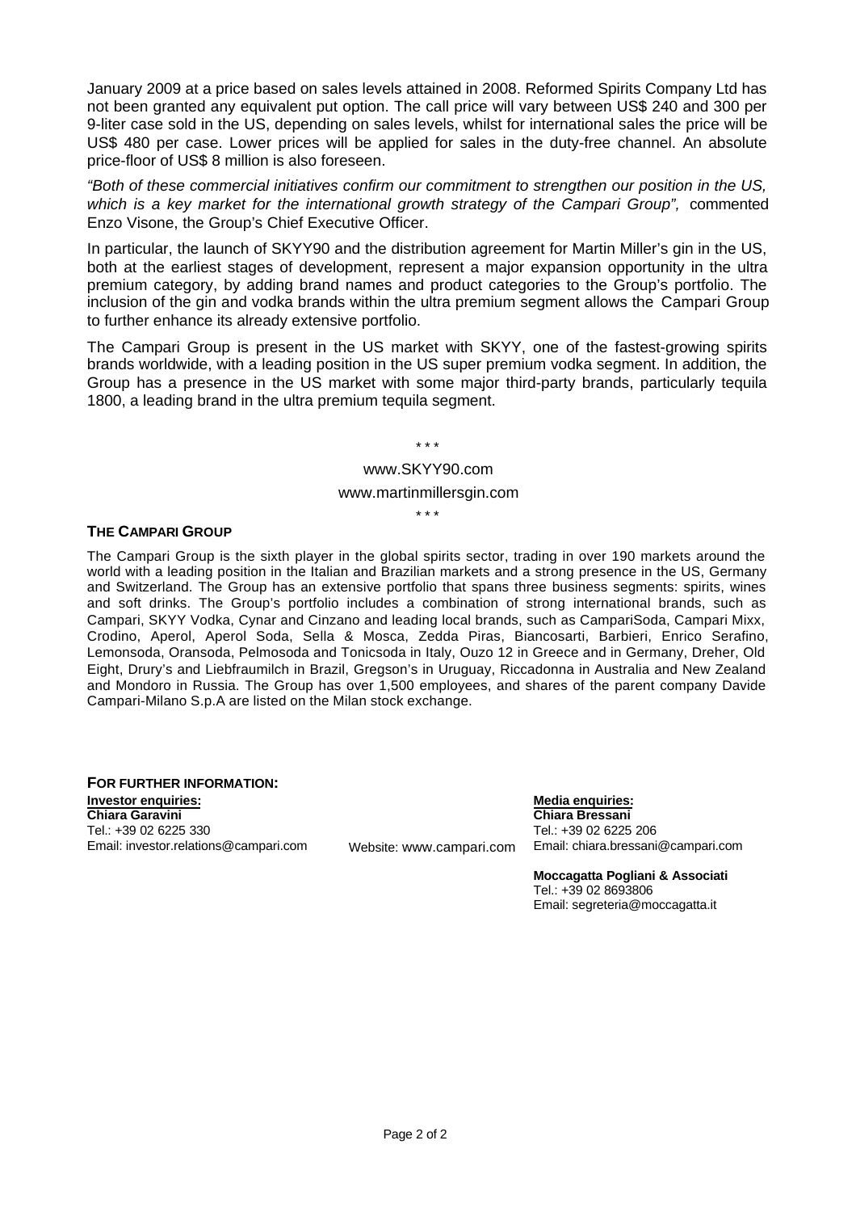January 2009 at a price based on sales levels attained in 2008. Reformed Spirits Company Ltd has not been granted any equivalent put option. The call price will vary between US$ 240 and 300 per 9-liter case sold in the US, depending on sales levels, whilst for international sales the price will be US$ 480 per case. Lower prices will be applied for sales in the duty-free channel. An absolute price-floor of US$ 8 million is also foreseen.

*"Both of these commercial initiatives confirm our commitment to strengthen our position in the US, which is a key market for the international growth strategy of the Campari Group",* commented Enzo Visone, the Group's Chief Executive Officer.

In particular, the launch of SKYY90 and the distribution agreement for Martin Miller's gin in the US, both at the earliest stages of development, represent a major expansion opportunity in the ultra premium category, by adding brand names and product categories to the Group's portfolio. The inclusion of the gin and vodka brands within the ultra premium segment allows the Campari Group to further enhance its already extensive portfolio.

The Campari Group is present in the US market with SKYY, one of the fastest-growing spirits brands worldwide, with a leading position in the US super premium vodka segment. In addition, the Group has a presence in the US market with some major third-party brands, particularly tequila 1800, a leading brand in the ultra premium tequila segment.

\* \* \*

www.SKYY90.com

www.martinmillersgin.com

\* \* \*

**THE CAMPARI GROUP**

The Campari Group is the sixth player in the global spirits sector, trading in over 190 markets around the world with a leading position in the Italian and Brazilian markets and a strong presence in the US, Germany and Switzerland. The Group has an extensive portfolio that spans three business segments: spirits, wines and soft drinks. The Group's portfolio includes a combination of strong international brands, such as Campari, SKYY Vodka, Cynar and Cinzano and leading local brands, such as CampariSoda, Campari Mixx, Crodino, Aperol, Aperol Soda, Sella & Mosca, Zedda Piras, Biancosarti, Barbieri, Enrico Serafino, Lemonsoda, Oransoda, Pelmosoda and Tonicsoda in Italy, Ouzo 12 in Greece and in Germany, Dreher, Old Eight, Drury's and Liebfraumilch in Brazil, Gregson's in Uruguay, Riccadonna in Australia and New Zealand and Mondoro in Russia. The Group has over 1,500 employees, and shares of the parent company Davide Campari-Milano S.p.A are listed on the Milan stock exchange.

**FOR FURTHER INFORMATION:**

**Investor enquiries:**
**Chiara Garavini**
Tel.: +39 02 6225 330
Email: investor.relations@campari.com

Website: www.campari.com

**Media enquiries:**
**Chiara Bressani**
Tel.: +39 02 6225 206
Email: chiara.bressani@campari.com

**Moccagatta Pogliani & Associati**
Tel.: +39 02 8693806
Email: segreteria@moccagatta.it